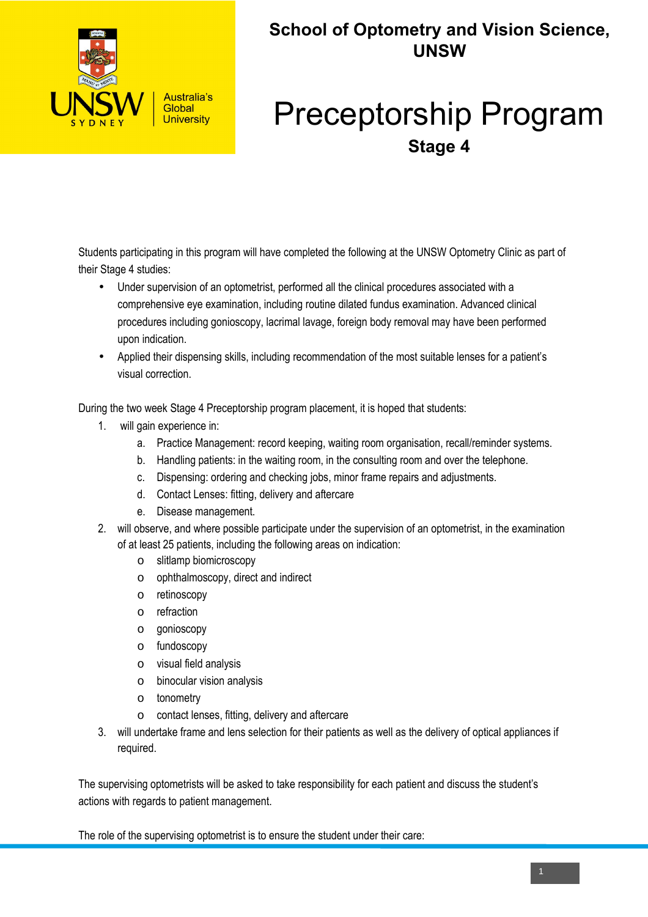UNSW SYDNEY | Australia's Global University

## School of Optometry and Vision Science, UNSW

# Preceptorship Program

### Stage 4

Students participating in this program will have completed the following at the UNSW Optometry Clinic as part of their Stage 4 studies:

- Under supervision of an optometrist, performed all the clinical procedures associated with a comprehensive eye examination, including routine dilated fundus examination. Advanced clinical procedures including gonioscopy, lacrimal lavage, foreign body removal may have been performed upon indication.
- Applied their dispensing skills, including recommendation of the most suitable lenses for a patient's visual correction.

During the two week Stage 4 Preceptorship program placement, it is hoped that students:

1. will gain experience in:
   a. Practice Management: record keeping, waiting room organisation, recall/reminder systems.
   b. Handling patients: in the waiting room, in the consulting room and over the telephone.
   c. Dispensing: ordering and checking jobs, minor frame repairs and adjustments.
   d. Contact Lenses: fitting, delivery and aftercare
   e. Disease management.
2. will observe, and where possible participate under the supervision of an optometrist, in the examination of at least 25 patients, including the following areas on indication:
   - slitlamp biomicroscopy
   - ophthalmoscopy, direct and indirect
   - retinoscopy
   - refraction
   - gonioscopy
   - fundoscopy
   - visual field analysis
   - binocular vision analysis
   - tonometry
   - contact lenses, fitting, delivery and aftercare
3. will undertake frame and lens selection for their patients as well as the delivery of optical appliances if required.

The supervising optometrists will be asked to take responsibility for each patient and discuss the student's actions with regards to patient management.

The role of the supervising optometrist is to ensure the student under their care: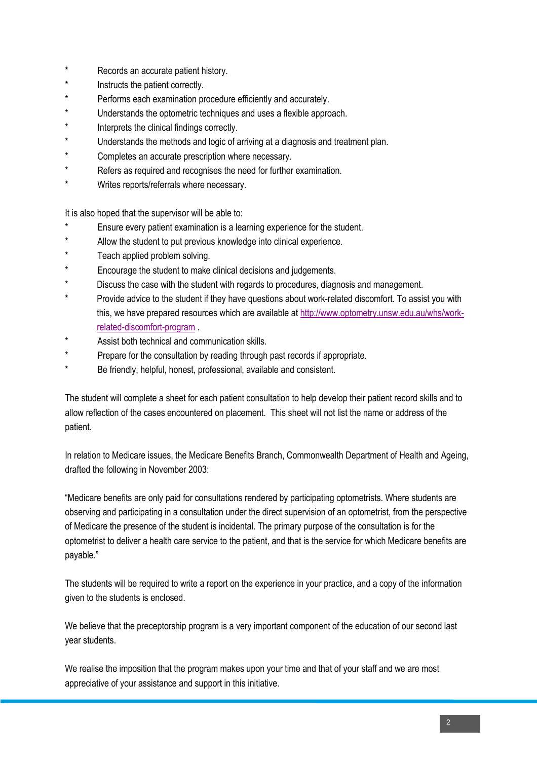* Records an accurate patient history.
* Instructs the patient correctly.
* Performs each examination procedure efficiently and accurately.
* Understands the optometric techniques and uses a flexible approach.
* Interprets the clinical findings correctly.
* Understands the methods and logic of arriving at a diagnosis and treatment plan.
* Completes an accurate prescription where necessary.
* Refers as required and recognises the need for further examination.
* Writes reports/referrals where necessary.

It is also hoped that the supervisor will be able to:

* Ensure every patient examination is a learning experience for the student.
* Allow the student to put previous knowledge into clinical experience.
* Teach applied problem solving.
* Encourage the student to make clinical decisions and judgements.
* Discuss the case with the student with regards to procedures, diagnosis and management.
* Provide advice to the student if they have questions about work-related discomfort. To assist you with this, we have prepared resources which are available at [http://www.optometry.unsw.edu.au/whs/work-related-discomfort-program](http://www.optometry.unsw.edu.au/whs/work-related-discomfort-program) .
* Assist both technical and communication skills.
* Prepare for the consultation by reading through past records if appropriate.
* Be friendly, helpful, honest, professional, available and consistent.

The student will complete a sheet for each patient consultation to help develop their patient record skills and to allow reflection of the cases encountered on placement. This sheet will not list the name or address of the patient.

In relation to Medicare issues, the Medicare Benefits Branch, Commonwealth Department of Health and Ageing, drafted the following in November 2003:

"Medicare benefits are only paid for consultations rendered by participating optometrists. Where students are observing and participating in a consultation under the direct supervision of an optometrist, from the perspective of Medicare the presence of the student is incidental. The primary purpose of the consultation is for the optometrist to deliver a health care service to the patient, and that is the service for which Medicare benefits are payable."

The students will be required to write a report on the experience in your practice, and a copy of the information given to the students is enclosed.

We believe that the preceptorship program is a very important component of the education of our second last year students.

We realise the imposition that the program makes upon your time and that of your staff and we are most appreciative of your assistance and support in this initiative.